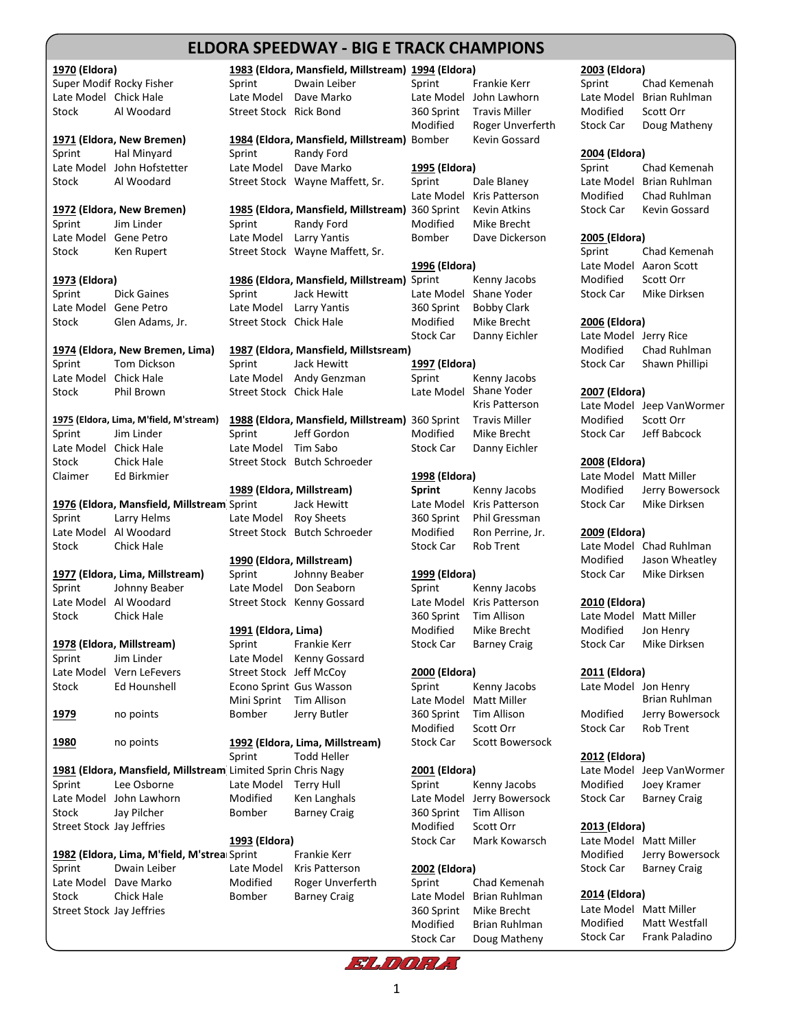# ELDORA SPEEDWAY - BIG E TRACK CHAMPIONS

**1970 (Eldora)**
Super Modif Rocky Fisher
Late Model Chick Hale
Stock Al Woodard

**1971 (Eldora, New Bremen)**
Sprint Hal Minyard
Late Model John Hofstetter
Stock Al Woodard

**1972 (Eldora, New Bremen)**
Sprint Jim Linder
Late Model Gene Petro
Stock Ken Rupert

**1973 (Eldora)**
Sprint Dick Gaines
Late Model Gene Petro
Stock Glen Adams, Jr.

**1974 (Eldora, New Bremen, Lima)**
Sprint Tom Dickson
Late Model Chick Hale
Stock Phil Brown

**1975 (Eldora, Lima, M'field, M'stream)**
Sprint Jim Linder
Late Model Chick Hale
Stock Chick Hale
Claimer Ed Birkmier

**1976 (Eldora, Mansfield, Millstream**
Sprint Larry Helms
Late Model Al Woodard
Stock Chick Hale

**1977 (Eldora, Lima, Millstream)**
Sprint Johnny Beaber
Late Model Al Woodard
Stock Chick Hale

**1978 (Eldora, Millstream)**
Sprint Jim Linder
Late Model Vern LeFevers
Stock Ed Hounshell

**1979** no points

**1980** no points

**1981 (Eldora, Mansfield, Millstream**
Sprint Lee Osborne
Late Model John Lawhorn
Stock Jay Pilcher
Street Stock Jay Jeffries

**1982 (Eldora, Lima, M'field, M'strea**
Sprint Dwain Leiber
Late Model Dave Marko
Stock Chick Hale
Street Stock Jay Jeffries

**1983 (Eldora, Mansfield, Millstream)**
Sprint Dwain Leiber
Late Model Dave Marko
Street Stock Rick Bond

**1984 (Eldora, Mansfield, Millstream)**
Sprint Randy Ford
Late Model Dave Marko
Street Stock Wayne Maffett, Sr.

**1985 (Eldora, Mansfield, Millstream)**
Sprint Randy Ford
Late Model Larry Yantis
Street Stock Wayne Maffett, Sr.

**1986 (Eldora, Mansfield, Millstream)**
Sprint Jack Hewitt
Late Model Larry Yantis
Street Stock Chick Hale

**1987 (Eldora, Mansfield, Millstsream)**
Sprint Jack Hewitt
Late Model Andy Genzman
Street Stock Chick Hale

**1988 (Eldora, Mansfield, Millstream)**
Sprint Jeff Gordon
Late Model Tim Sabo
Street Stock Butch Schroeder

**1989 (Eldora, Millstream)**
Sprint Jack Hewitt
Late Model Roy Sheets
Street Stock Butch Schroeder

**1990 (Eldora, Millstream)**
Sprint Johnny Beaber
Late Model Don Seaborn
Street Stock Kenny Gossard

**1991 (Eldora, Lima)**
Sprint Frankie Kerr
Late Model Kenny Gossard
Street Stock Jeff McCoy
Econo Sprint Gus Wasson
Mini Sprint Tim Allison
Bomber Jerry Butler

**1992 (Eldora, Lima, Millstream)**
Sprint Todd Heller
Limited Sprin Chris Nagy
Late Model Terry Hull
Modified Ken Langhals
Bomber Barney Craig

**1993 (Eldora)**
Sprint Frankie Kerr
Late Model Kris Patterson
Modified Roger Unverferth
Bomber Barney Craig

**1994 (Eldora)**
Sprint Frankie Kerr
Late Model John Lawhorn
360 Sprint Travis Miller
Modified Roger Unverferth
Bomber Kevin Gossard

**1995 (Eldora)**
Sprint Dale Blaney
Late Model Kris Patterson
360 Sprint Kevin Atkins
Modified Mike Brecht
Bomber Dave Dickerson

**1996 (Eldora)**
Sprint Kenny Jacobs
Late Model Shane Yoder
360 Sprint Bobby Clark
Modified Mike Brecht
Stock Car Danny Eichler

**1997 (Eldora)**
Sprint Kenny Jacobs
Late Model Shane Yoder
Kris Patterson
360 Sprint Travis Miller
Modified Mike Brecht
Stock Car Danny Eichler

**1998 (Eldora)**
**Sprint** Kenny Jacobs
Late Model Kris Patterson
360 Sprint Phil Gressman
Modified Ron Perrine, Jr.
Stock Car Rob Trent

**1999 (Eldora)**
Sprint Kenny Jacobs
Late Model Kris Patterson
360 Sprint Tim Allison
Modified Mike Brecht
Stock Car Barney Craig

**2000 (Eldora)**
Sprint Kenny Jacobs
Late Model Matt Miller
360 Sprint Tim Allison
Modified Scott Orr
Stock Car Scott Bowersock

**2001 (Eldora)**
Sprint Kenny Jacobs
Late Model Jerry Bowersock
360 Sprint Tim Allison
Modified Scott Orr
Stock Car Mark Kowarsch

**2002 (Eldora)**
Sprint Chad Kemenah
Late Model Brian Ruhlman
360 Sprint Mike Brecht
Modified Brian Ruhlman
Stock Car Doug Matheny

**2003 (Eldora)**
Sprint Chad Kemenah
Late Model Brian Ruhlman
Modified Scott Orr
Stock Car Doug Matheny

**2004 (Eldora)**
Sprint Chad Kemenah
Late Model Brian Ruhlman
Modified Chad Ruhlman
Stock Car Kevin Gossard

**2005 (Eldora)**
Sprint Chad Kemenah
Late Model Aaron Scott
Modified Scott Orr
Stock Car Mike Dirksen

**2006 (Eldora)**
Late Model Jerry Rice
Modified Chad Ruhlman
Stock Car Shawn Phillipi

**2007 (Eldora)**
Late Model Jeep VanWormer
Modified Scott Orr
Stock Car Jeff Babcock

**2008 (Eldora)**
Late Model Matt Miller
Modified Jerry Bowersock
Stock Car Mike Dirksen

**2009 (Eldora)**
Late Model Chad Ruhlman
Modified Jason Wheatley
Stock Car Mike Dirksen

**2010 (Eldora)**
Late Model Matt Miller
Modified Jon Henry
Stock Car Mike Dirksen

**2011 (Eldora)**
Late Model Jon Henry
Brian Ruhlman
Modified Jerry Bowersock
Stock Car Rob Trent

**2012 (Eldora)**
Late Model Jeep VanWormer
Modified Joey Kramer
Stock Car Barney Craig

**2013 (Eldora)**
Late Model Matt Miller
Modified Jerry Bowersock
Stock Car Barney Craig

**2014 (Eldora)**
Late Model Matt Miller
Modified Matt Westfall
Stock Car Frank Paladino

ELDORA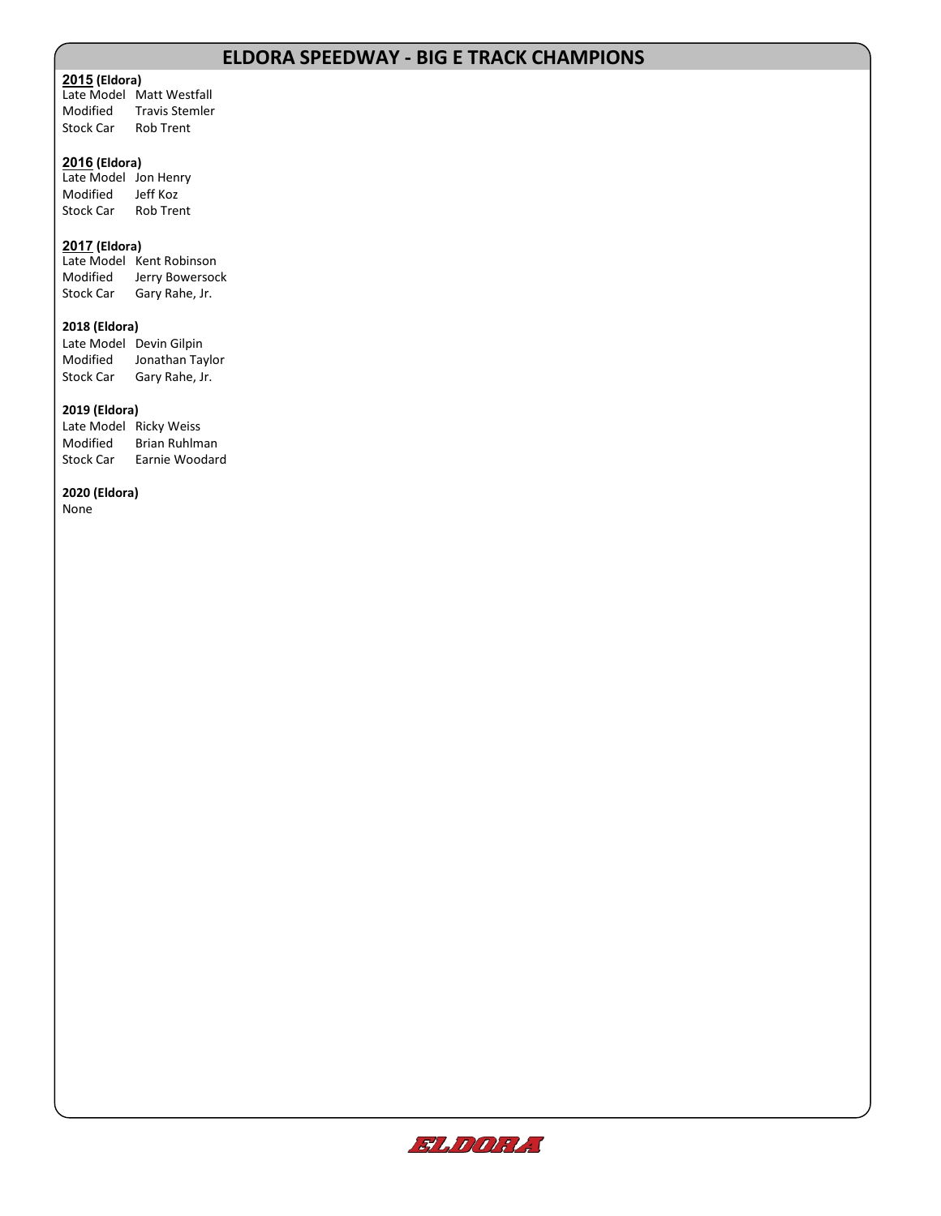# ELDORA SPEEDWAY - BIG E TRACK CHAMPIONS

**2015 (Eldora)**
Late Model Matt Westfall
Modified Travis Stemler
Stock Car Rob Trent

**2016 (Eldora)**
Late Model Jon Henry
Modified Jeff Koz
Stock Car Rob Trent

**2017 (Eldora)**
Late Model Kent Robinson
Modified Jerry Bowersock
Stock Car Gary Rahe, Jr.

**2018 (Eldora)**
Late Model Devin Gilpin
Modified Jonathan Taylor
Stock Car Gary Rahe, Jr.

**2019 (Eldora)**
Late Model Ricky Weiss
Modified Brian Ruhlman
Stock Car Earnie Woodard

**2020 (Eldora)**
None